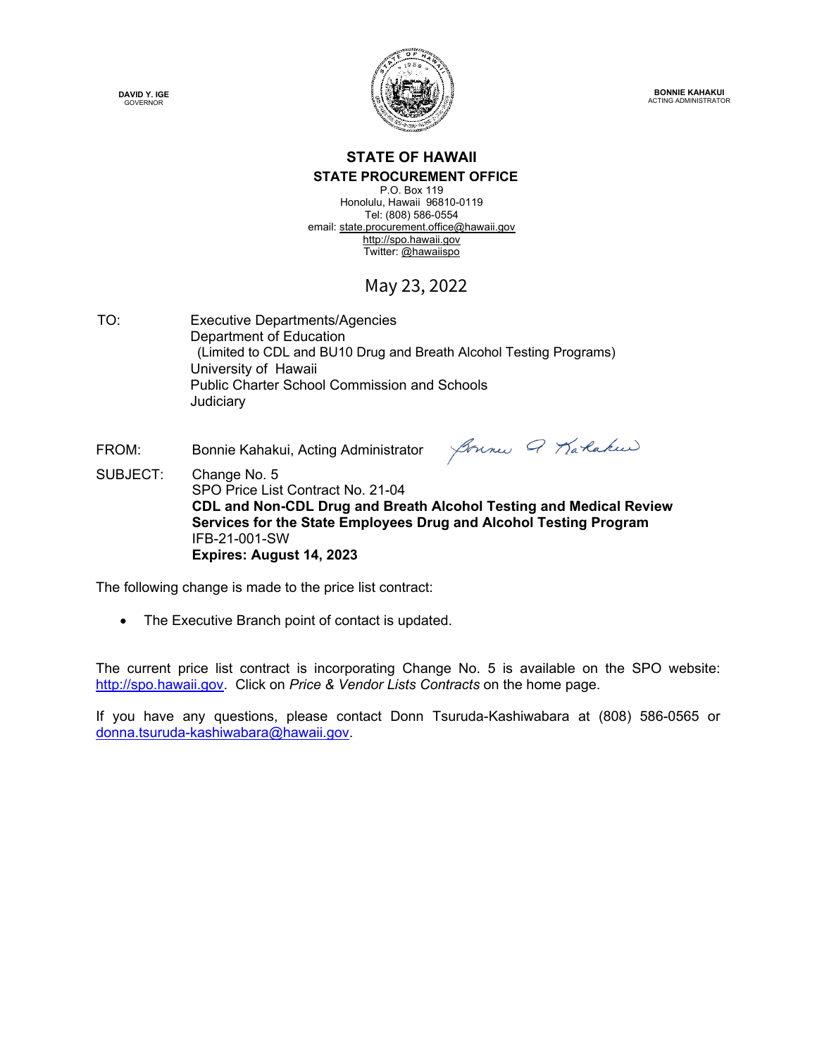DAVID Y. IGE
GOVERNOR

BONNIE KAHAKUI
ACTING ADMINISTRATOR

# STATE OF HAWAII

## STATE PROCUREMENT OFFICE

P.O. Box 119
Honolulu, Hawaii 96810-0119
Tel: (808) 586-0554
email: state.procurement.office@hawaii.gov
http://spo.hawaii.gov
Twitter: @hawaiispo

May 23, 2022

TO: Executive Departments/Agencies
Department of Education
(Limited to CDL and BU10 Drug and Breath Alcohol Testing Programs)
University of Hawaii
Public Charter School Commission and Schools
Judiciary

FROM: Bonnie Kahakui, Acting Administrator

SUBJECT: Change No. 5
SPO Price List Contract No. 21-04
**CDL and Non-CDL Drug and Breath Alcohol Testing and Medical Review Services for the State Employees Drug and Alcohol Testing Program**
IFB-21-001-SW
**Expires: August 14, 2023**

The following change is made to the price list contract:

- The Executive Branch point of contact is updated.

The current price list contract is incorporating Change No. 5 is available on the SPO website: http://spo.hawaii.gov. Click on *Price & Vendor Lists Contracts* on the home page.

If you have any questions, please contact Donn Tsuruda-Kashiwabara at (808) 586-0565 or donna.tsuruda-kashiwabara@hawaii.gov.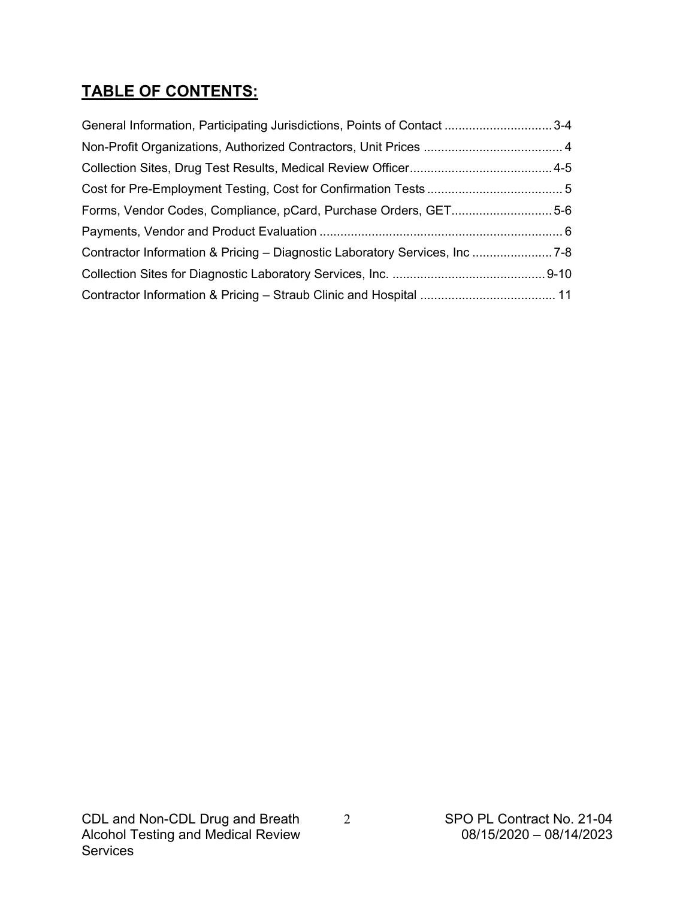## TABLE OF CONTENTS:

General Information, Participating Jurisdictions, Points of Contact ............................... 3-4

Non-Profit Organizations, Authorized Contractors, Unit Prices ........................................ 4

Collection Sites, Drug Test Results, Medical Review Officer......................................... 4-5

Cost for Pre-Employment Testing, Cost for Confirmation Tests ....................................... 5

Forms, Vendor Codes, Compliance, pCard, Purchase Orders, GET............................. 5-6

Payments, Vendor and Product Evaluation ...................................................................... 6

Contractor Information & Pricing – Diagnostic Laboratory Services, Inc ....................... 7-8

Collection Sites for Diagnostic Laboratory Services, Inc. ............................................ 9-10

Contractor Information & Pricing – Straub Clinic and Hospital ....................................... 11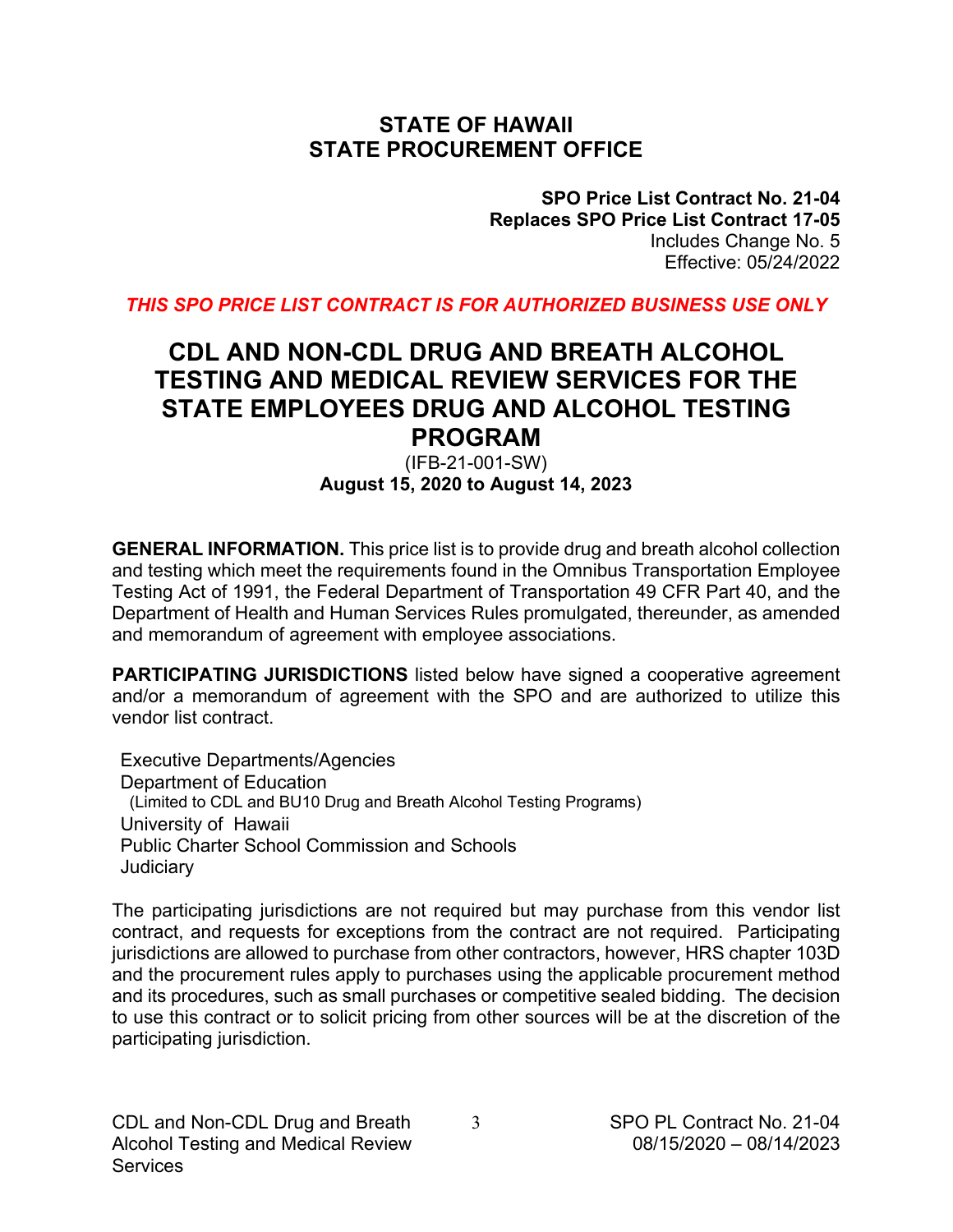## STATE OF HAWAII
## STATE PROCUREMENT OFFICE

**SPO Price List Contract No. 21-04**
**Replaces SPO Price List Contract 17-05**
Includes Change No. 5
Effective: 05/24/2022

***THIS SPO PRICE LIST CONTRACT IS FOR AUTHORIZED BUSINESS USE ONLY***

# CDL AND NON-CDL DRUG AND BREATH ALCOHOL TESTING AND MEDICAL REVIEW SERVICES FOR THE STATE EMPLOYEES DRUG AND ALCOHOL TESTING PROGRAM

(IFB-21-001-SW)
**August 15, 2020 to August 14, 2023**

**GENERAL INFORMATION.** This price list is to provide drug and breath alcohol collection and testing which meet the requirements found in the Omnibus Transportation Employee Testing Act of 1991, the Federal Department of Transportation 49 CFR Part 40, and the Department of Health and Human Services Rules promulgated, thereunder, as amended and memorandum of agreement with employee associations.

**PARTICIPATING JURISDICTIONS** listed below have signed a cooperative agreement and/or a memorandum of agreement with the SPO and are authorized to utilize this vendor list contract.

Executive Departments/Agencies
Department of Education
(Limited to CDL and BU10 Drug and Breath Alcohol Testing Programs)
University of Hawaii
Public Charter School Commission and Schools
Judiciary

The participating jurisdictions are not required but may purchase from this vendor list contract, and requests for exceptions from the contract are not required. Participating jurisdictions are allowed to purchase from other contractors, however, HRS chapter 103D and the procurement rules apply to purchases using the applicable procurement method and its procedures, such as small purchases or competitive sealed bidding. The decision to use this contract or to solicit pricing from other sources will be at the discretion of the participating jurisdiction.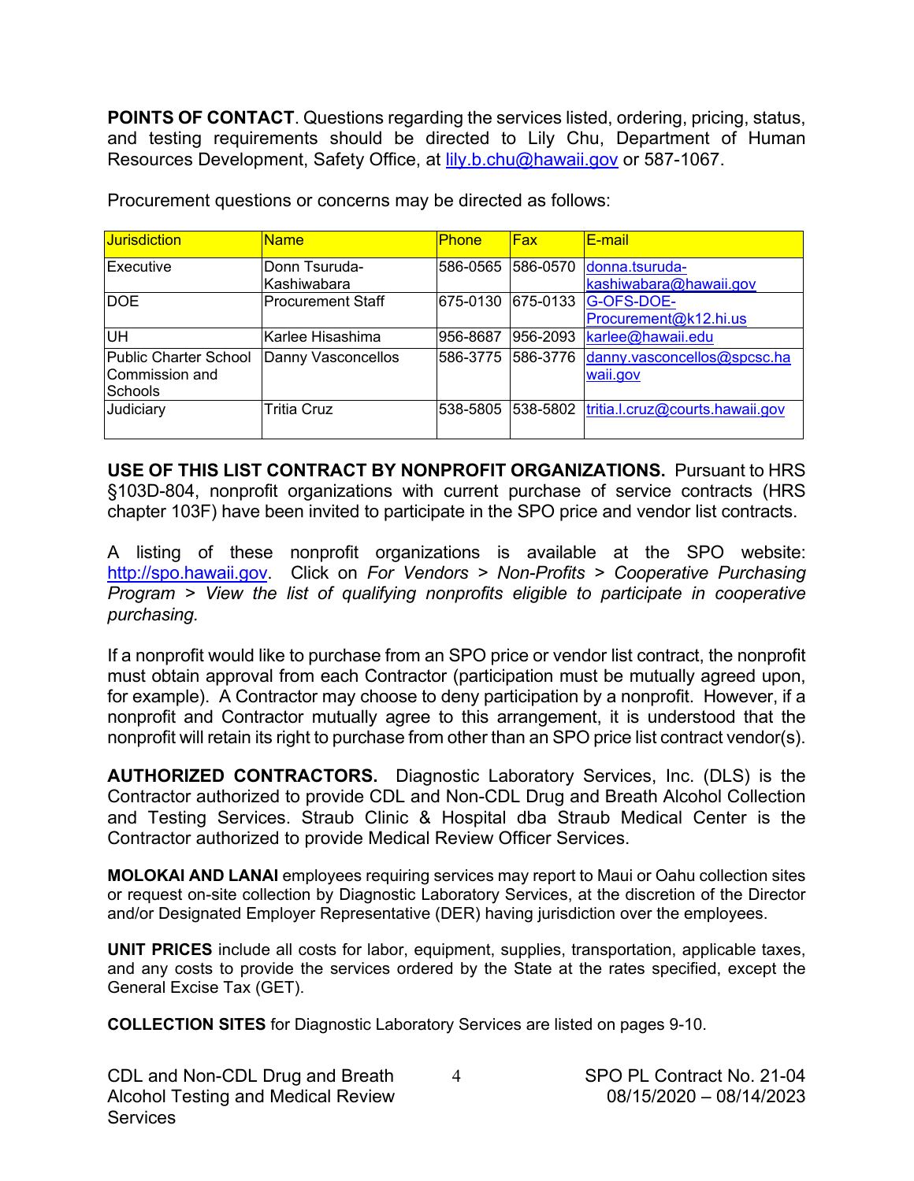**POINTS OF CONTACT**. Questions regarding the services listed, ordering, pricing, status, and testing requirements should be directed to Lily Chu, Department of Human Resources Development, Safety Office, at lily.b.chu@hawaii.gov or 587-1067.

Procurement questions or concerns may be directed as follows:

| Jurisdiction | Name | Phone | Fax | E-mail |
|---|---|---|---|---|
| Executive | Donn Tsuruda-Kashiwabara | 586-0565 | 586-0570 | donna.tsuruda-kashiwabara@hawaii.gov |
| DOE | Procurement Staff | 675-0130 | 675-0133 | G-OFS-DOE-Procurement@k12.hi.us |
| UH | Karlee Hisashima | 956-8687 | 956-2093 | karlee@hawaii.edu |
| Public Charter School Commission and Schools | Danny Vasconcellos | 586-3775 | 586-3776 | danny.vasconcellos@spcsc.hawaii.gov |
| Judiciary | Tritia Cruz | 538-5805 | 538-5802 | tritia.l.cruz@courts.hawaii.gov |

**USE OF THIS LIST CONTRACT BY NONPROFIT ORGANIZATIONS.** Pursuant to HRS §103D-804, nonprofit organizations with current purchase of service contracts (HRS chapter 103F) have been invited to participate in the SPO price and vendor list contracts.

A listing of these nonprofit organizations is available at the SPO website: http://spo.hawaii.gov. Click on *For Vendors > Non-Profits > Cooperative Purchasing Program > View the list of qualifying nonprofits eligible to participate in cooperative purchasing.*

If a nonprofit would like to purchase from an SPO price or vendor list contract, the nonprofit must obtain approval from each Contractor (participation must be mutually agreed upon, for example). A Contractor may choose to deny participation by a nonprofit. However, if a nonprofit and Contractor mutually agree to this arrangement, it is understood that the nonprofit will retain its right to purchase from other than an SPO price list contract vendor(s).

**AUTHORIZED CONTRACTORS.** Diagnostic Laboratory Services, Inc. (DLS) is the Contractor authorized to provide CDL and Non-CDL Drug and Breath Alcohol Collection and Testing Services. Straub Clinic & Hospital dba Straub Medical Center is the Contractor authorized to provide Medical Review Officer Services.

**MOLOKAI AND LANAI** employees requiring services may report to Maui or Oahu collection sites or request on-site collection by Diagnostic Laboratory Services, at the discretion of the Director and/or Designated Employer Representative (DER) having jurisdiction over the employees.

**UNIT PRICES** include all costs for labor, equipment, supplies, transportation, applicable taxes, and any costs to provide the services ordered by the State at the rates specified, except the General Excise Tax (GET).

**COLLECTION SITES** for Diagnostic Laboratory Services are listed on pages 9-10.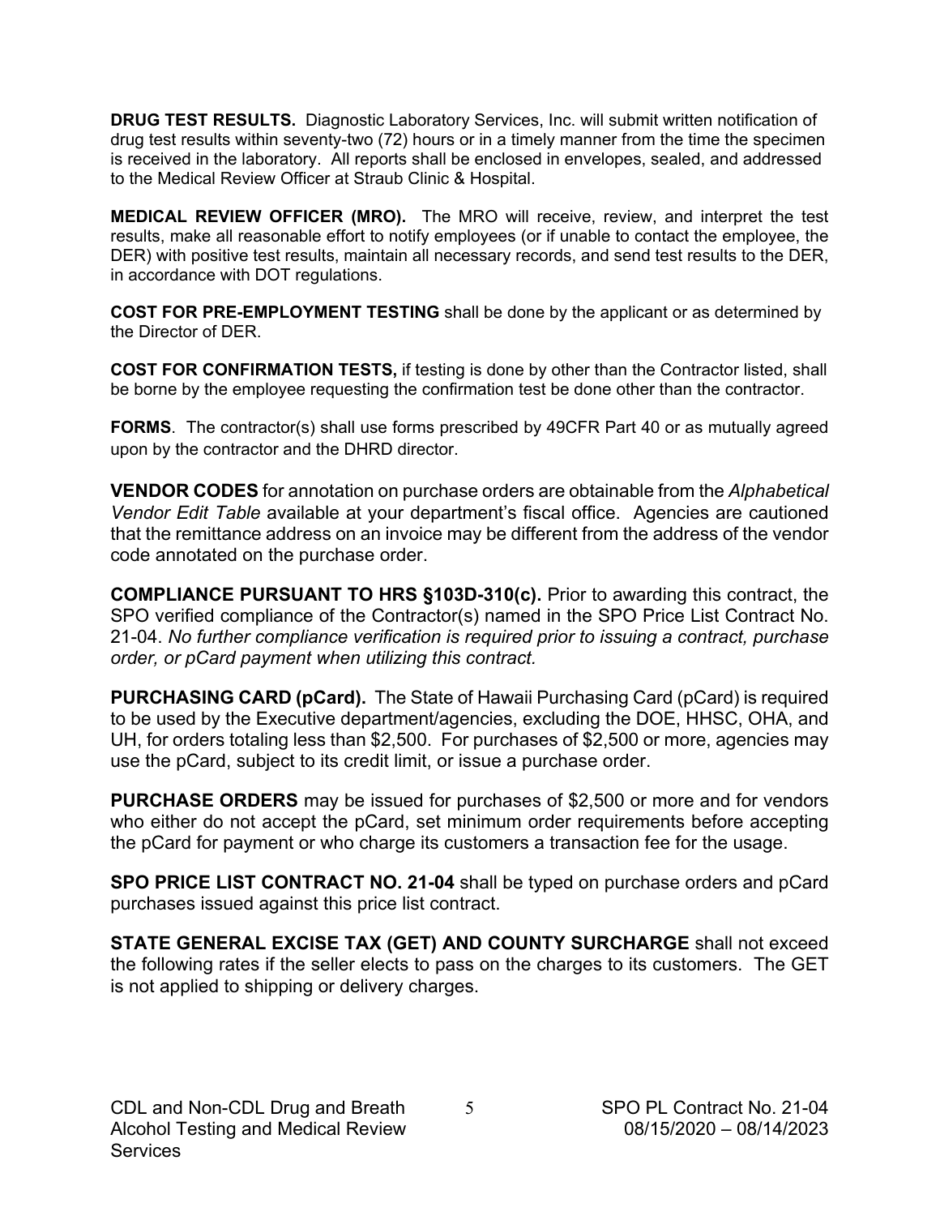**DRUG TEST RESULTS.** Diagnostic Laboratory Services, Inc. will submit written notification of drug test results within seventy-two (72) hours or in a timely manner from the time the specimen is received in the laboratory. All reports shall be enclosed in envelopes, sealed, and addressed to the Medical Review Officer at Straub Clinic & Hospital.

**MEDICAL REVIEW OFFICER (MRO).** The MRO will receive, review, and interpret the test results, make all reasonable effort to notify employees (or if unable to contact the employee, the DER) with positive test results, maintain all necessary records, and send test results to the DER, in accordance with DOT regulations.

**COST FOR PRE-EMPLOYMENT TESTING** shall be done by the applicant or as determined by the Director of DER.

**COST FOR CONFIRMATION TESTS,** if testing is done by other than the Contractor listed, shall be borne by the employee requesting the confirmation test be done other than the contractor.

**FORMS**. The contractor(s) shall use forms prescribed by 49CFR Part 40 or as mutually agreed upon by the contractor and the DHRD director.

**VENDOR CODES** for annotation on purchase orders are obtainable from the *Alphabetical Vendor Edit Table* available at your department's fiscal office. Agencies are cautioned that the remittance address on an invoice may be different from the address of the vendor code annotated on the purchase order.

**COMPLIANCE PURSUANT TO HRS §103D-310(c).** Prior to awarding this contract, the SPO verified compliance of the Contractor(s) named in the SPO Price List Contract No. 21-04. *No further compliance verification is required prior to issuing a contract, purchase order, or pCard payment when utilizing this contract.*

**PURCHASING CARD (pCard).** The State of Hawaii Purchasing Card (pCard) is required to be used by the Executive department/agencies, excluding the DOE, HHSC, OHA, and UH, for orders totaling less than $2,500. For purchases of $2,500 or more, agencies may use the pCard, subject to its credit limit, or issue a purchase order.

**PURCHASE ORDERS** may be issued for purchases of $2,500 or more and for vendors who either do not accept the pCard, set minimum order requirements before accepting the pCard for payment or who charge its customers a transaction fee for the usage.

**SPO PRICE LIST CONTRACT NO. 21-04** shall be typed on purchase orders and pCard purchases issued against this price list contract.

**STATE GENERAL EXCISE TAX (GET) AND COUNTY SURCHARGE** shall not exceed the following rates if the seller elects to pass on the charges to its customers. The GET is not applied to shipping or delivery charges.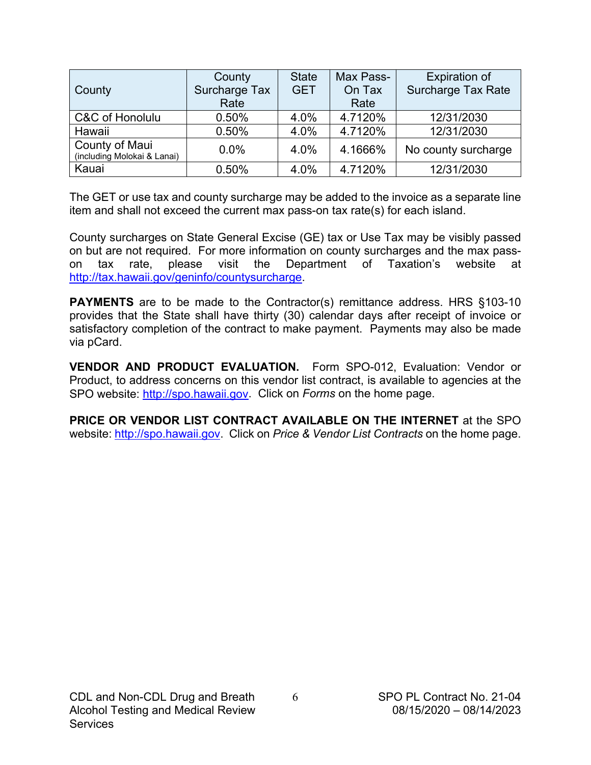| County | County Surcharge Tax Rate | State GET | Max Pass-On Tax Rate | Expiration of Surcharge Tax Rate |
|---|---|---|---|---|
| C&C of Honolulu | 0.50% | 4.0% | 4.7120% | 12/31/2030 |
| Hawaii | 0.50% | 4.0% | 4.7120% | 12/31/2030 |
| County of Maui (including Molokai & Lanai) | 0.0% | 4.0% | 4.1666% | No county surcharge |
| Kauai | 0.50% | 4.0% | 4.7120% | 12/31/2030 |

The GET or use tax and county surcharge may be added to the invoice as a separate line item and shall not exceed the current max pass-on tax rate(s) for each island.

County surcharges on State General Excise (GE) tax or Use Tax may be visibly passed on but are not required. For more information on county surcharges and the max pass-on tax rate, please visit the Department of Taxation's website at http://tax.hawaii.gov/geninfo/countysurcharge.

**PAYMENTS** are to be made to the Contractor(s) remittance address. HRS §103-10 provides that the State shall have thirty (30) calendar days after receipt of invoice or satisfactory completion of the contract to make payment. Payments may also be made via pCard.

**VENDOR AND PRODUCT EVALUATION.** Form SPO-012, Evaluation: Vendor or Product, to address concerns on this vendor list contract, is available to agencies at the SPO website: http://spo.hawaii.gov. Click on *Forms* on the home page.

**PRICE OR VENDOR LIST CONTRACT AVAILABLE ON THE INTERNET** at the SPO website: http://spo.hawaii.gov. Click on *Price & Vendor List Contracts* on the home page.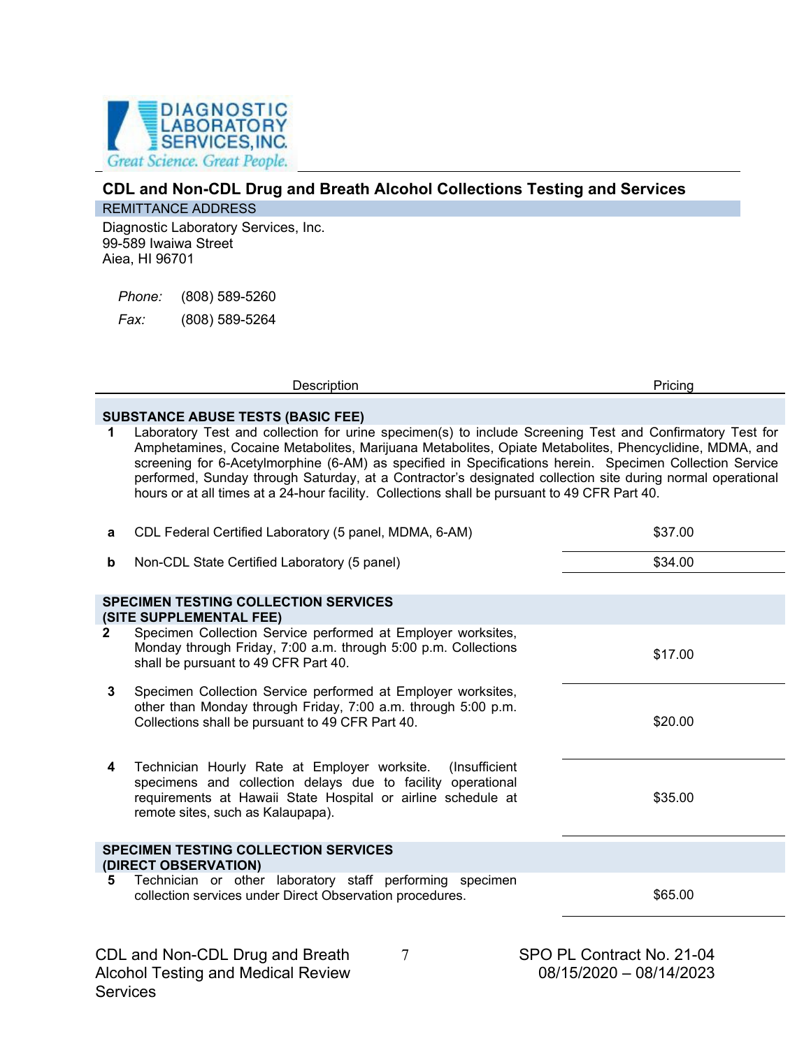DIAGNOSTIC LABORATORY SERVICES, INC.
*Great Science. Great People.*

## CDL and Non-CDL Drug and Breath Alcohol Collections Testing and Services

**REMITTANCE ADDRESS**

Diagnostic Laboratory Services, Inc.
99-589 Iwaiwa Street
Aiea, HI 96701

*Phone:* (808) 589-5260
*Fax:* (808) 589-5264

| | Description | Pricing |
|---|---|---|
| | **SUBSTANCE ABUSE TESTS (BASIC FEE)** | |
| **1** | Laboratory Test and collection for urine specimen(s) to include Screening Test and Confirmatory Test for Amphetamines, Cocaine Metabolites, Marijuana Metabolites, Opiate Metabolites, Phencyclidine, MDMA, and screening for 6-Acetylmorphine (6-AM) as specified in Specifications herein. Specimen Collection Service performed, Sunday through Saturday, at a Contractor's designated collection site during normal operational hours or at all times at a 24-hour facility. Collections shall be pursuant to 49 CFR Part 40. | |
| **a** | CDL Federal Certified Laboratory (5 panel, MDMA, 6-AM) | $37.00 |
| **b** | Non-CDL State Certified Laboratory (5 panel) | $34.00 |
| | **SPECIMEN TESTING COLLECTION SERVICES (SITE SUPPLEMENTAL FEE)** | |
| **2** | Specimen Collection Service performed at Employer worksites, Monday through Friday, 7:00 a.m. through 5:00 p.m. Collections shall be pursuant to 49 CFR Part 40. | $17.00 |
| **3** | Specimen Collection Service performed at Employer worksites, other than Monday through Friday, 7:00 a.m. through 5:00 p.m. Collections shall be pursuant to 49 CFR Part 40. | $20.00 |
| **4** | Technician Hourly Rate at Employer worksite. (Insufficient specimens and collection delays due to facility operational requirements at Hawaii State Hospital or airline schedule at remote sites, such as Kalaupapa). | $35.00 |
| | **SPECIMEN TESTING COLLECTION SERVICES (DIRECT OBSERVATION)** | |
| **5** | Technician or other laboratory staff performing specimen collection services under Direct Observation procedures. | $65.00 |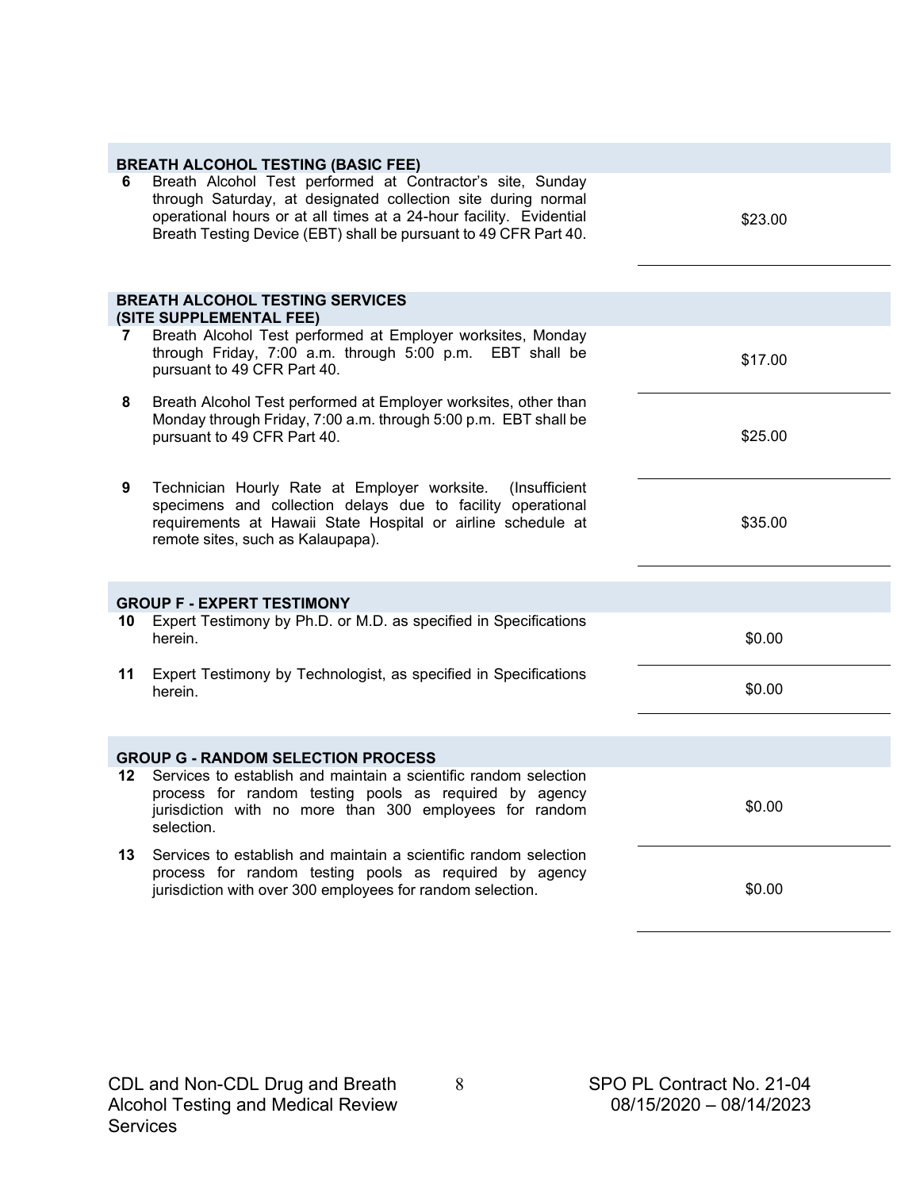| | | |
|---|---|---|
| **BREATH ALCOHOL TESTING (BASIC FEE)** | | |
| 6 | Breath Alcohol Test performed at Contractor's site, Sunday through Saturday, at designated collection site during normal operational hours or at all times at a 24-hour facility. Evidential Breath Testing Device (EBT) shall be pursuant to 49 CFR Part 40. | $23.00 |
| **BREATH ALCOHOL TESTING SERVICES (SITE SUPPLEMENTAL FEE)** | | |
| 7 | Breath Alcohol Test performed at Employer worksites, Monday through Friday, 7:00 a.m. through 5:00 p.m. EBT shall be pursuant to 49 CFR Part 40. | $17.00 |
| 8 | Breath Alcohol Test performed at Employer worksites, other than Monday through Friday, 7:00 a.m. through 5:00 p.m. EBT shall be pursuant to 49 CFR Part 40. | $25.00 |
| 9 | Technician Hourly Rate at Employer worksite. (Insufficient specimens and collection delays due to facility operational requirements at Hawaii State Hospital or airline schedule at remote sites, such as Kalaupapa). | $35.00 |
| **GROUP F - EXPERT TESTIMONY** | | |
| 10 | Expert Testimony by Ph.D. or M.D. as specified in Specifications herein. | $0.00 |
| 11 | Expert Testimony by Technologist, as specified in Specifications herein. | $0.00 |
| **GROUP G - RANDOM SELECTION PROCESS** | | |
| 12 | Services to establish and maintain a scientific random selection process for random testing pools as required by agency jurisdiction with no more than 300 employees for random selection. | $0.00 |
| 13 | Services to establish and maintain a scientific random selection process for random testing pools as required by agency jurisdiction with over 300 employees for random selection. | $0.00 |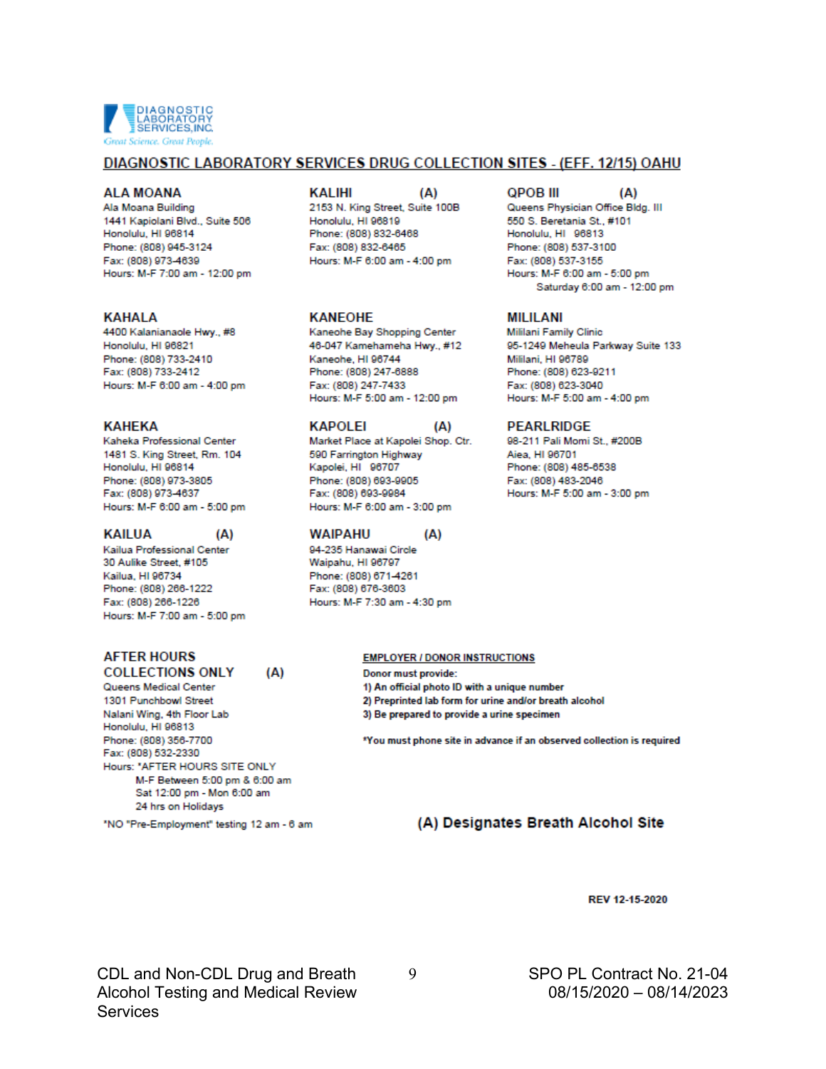DIAGNOSTIC LABORATORY SERVICES, INC.
*Great Science. Great People.*

## DIAGNOSTIC LABORATORY SERVICES DRUG COLLECTION SITES - (EFF. 12/15) OAHU

**ALA MOANA**
Ala Moana Building
1441 Kapiolani Blvd., Suite 506
Honolulu, HI 96814
Phone: (808) 945-3124
Fax: (808) 973-4639
Hours: M-F 7:00 am - 12:00 pm

**KAHALA**
4400 Kalanianaole Hwy., #8
Honolulu, HI 96821
Phone: (808) 733-2410
Fax: (808) 733-2412
Hours: M-F 6:00 am - 4:00 pm

**KAHEKA**
Kaheka Professional Center
1481 S. King Street, Rm. 104
Honolulu, HI 96814
Phone: (808) 973-3805
Fax: (808) 973-4637
Hours: M-F 6:00 am - 5:00 pm

**KAILUA (A)**
Kailua Professional Center
30 Aulike Street, #105
Kailua, HI 96734
Phone: (808) 266-1222
Fax: (808) 266-1226
Hours: M-F 7:00 am - 5:00 pm

**KALIHI (A)**
2153 N. King Street, Suite 100B
Honolulu, HI 96819
Phone: (808) 832-6468
Fax: (808) 832-6465
Hours: M-F 6:00 am - 4:00 pm

**KANEOHE**
Kaneohe Bay Shopping Center
46-047 Kamehameha Hwy., #12
Kaneohe, HI 96744
Phone: (808) 247-6888
Fax: (808) 247-7433
Hours: M-F 5:00 am - 12:00 pm

**KAPOLEI (A)**
Market Place at Kapolei Shop. Ctr.
590 Farrington Highway
Kapolei, HI 96707
Phone: (808) 693-9905
Fax: (808) 693-9984
Hours: M-F 6:00 am - 3:00 pm

**WAIPAHU (A)**
94-235 Hanawai Circle
Waipahu, HI 96797
Phone: (808) 671-4261
Fax: (808) 676-3603
Hours: M-F 7:30 am - 4:30 pm

**QPOB III (A)**
Queens Physician Office Bldg. III
550 S. Beretania St., #101
Honolulu, HI 96813
Phone: (808) 537-3100
Fax: (808) 537-3155
Hours: M-F 6:00 am - 5:00 pm
Saturday 6:00 am - 12:00 pm

**MILILANI**
Mililani Family Clinic
95-1249 Meheula Parkway Suite 133
Mililani, HI 96789
Phone: (808) 623-9211
Fax: (808) 623-3040
Hours: M-F 5:00 am - 4:00 pm

**PEARLRIDGE**
98-211 Pali Momi St., #200B
Aiea, HI 96701
Phone: (808) 485-6538
Fax: (808) 483-2046
Hours: M-F 5:00 am - 3:00 pm

**AFTER HOURS COLLECTIONS ONLY (A)**
Queens Medical Center
1301 Punchbowl Street
Nalani Wing, 4th Floor Lab
Honolulu, HI 96813
Phone: (808) 356-7700
Fax: (808) 532-2330
Hours: *AFTER HOURS SITE ONLY
M-F Between 5:00 pm & 6:00 am
Sat 12:00 pm - Mon 6:00 am
24 hrs on Holidays

*NO "Pre-Employment" testing 12 am - 6 am

**EMPLOYER / DONOR INSTRUCTIONS**

**Donor must provide:**
**1) An official photo ID with a unique number**
**2) Preprinted lab form for urine and/or breath alcohol**
**3) Be prepared to provide a urine specimen**

***You must phone site in advance if an observed collection is required**

**(A) Designates Breath Alcohol Site**

**REV 12-15-2020**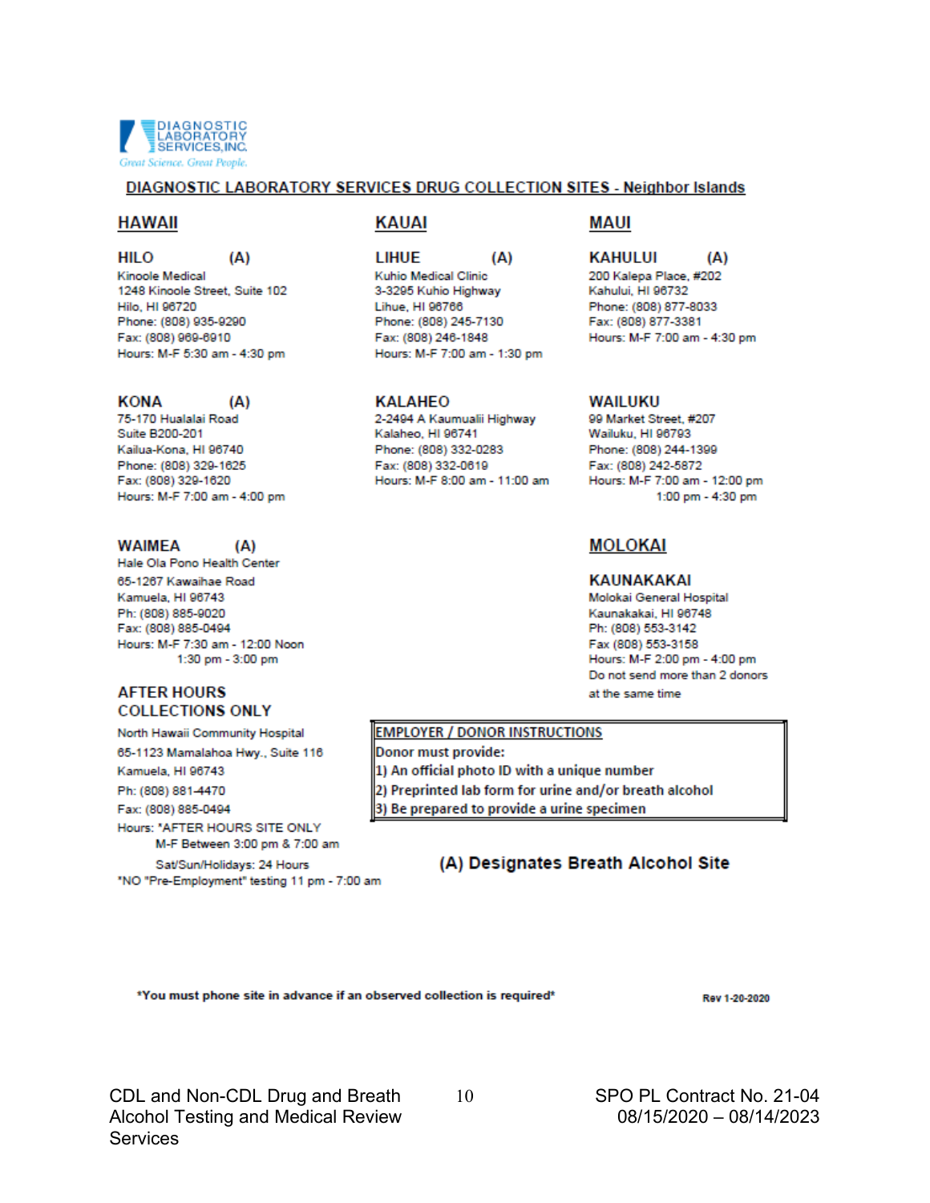DIAGNOSTIC LABORATORY SERVICES, INC.
*Great Science. Great People.*

## DIAGNOSTIC LABORATORY SERVICES DRUG COLLECTION SITES - Neighbor Islands

### HAWAII

**HILO (A)**
Kinoole Medical
1248 Kinoole Street, Suite 102
Hilo, HI 96720
Phone: (808) 935-9290
Fax: (808) 969-6910
Hours: M-F 5:30 am - 4:30 pm

**KONA (A)**
75-170 Hualalai Road
Suite B200-201
Kailua-Kona, HI 96740
Phone: (808) 329-1625
Fax: (808) 329-1620
Hours: M-F 7:00 am - 4:00 pm

**WAIMEA (A)**
Hale Ola Pono Health Center
65-1267 Kawaihae Road
Kamuela, HI 96743
Ph: (808) 885-9020
Fax: (808) 885-0494
Hours: M-F 7:30 am - 12:00 Noon
1:30 pm - 3:00 pm

**AFTER HOURS COLLECTIONS ONLY**
North Hawaii Community Hospital
65-1123 Mamalahoa Hwy., Suite 116
Kamuela, HI 96743
Ph: (808) 881-4470
Fax: (808) 885-0494
Hours: *AFTER HOURS SITE ONLY
M-F Between 3:00 pm & 7:00 am
Sat/Sun/Holidays: 24 Hours
*NO "Pre-Employment" testing 11 pm - 7:00 am

### KAUAI

**LIHUE (A)**
Kuhio Medical Clinic
3-3295 Kuhio Highway
Lihue, HI 96766
Phone: (808) 245-7130
Fax: (808) 246-1848
Hours: M-F 7:00 am - 1:30 pm

**KALAHEO**
2-2494 A Kaumualii Highway
Kalaheo, HI 96741
Phone: (808) 332-0283
Fax: (808) 332-0619
Hours: M-F 8:00 am - 11:00 am

### MAUI

**KAHULUI (A)**
200 Kalepa Place, #202
Kahului, HI 96732
Phone: (808) 877-8033
Fax: (808) 877-3381
Hours: M-F 7:00 am - 4:30 pm

**WAILUKU**
99 Market Street, #207
Wailuku, HI 96793
Phone: (808) 244-1399
Fax: (808) 242-5872
Hours: M-F 7:00 am - 12:00 pm
1:00 pm - 4:30 pm

### MOLOKAI

**KAUNAKAKAI**
Molokai General Hospital
Kaunakakai, HI 96748
Ph: (808) 553-3142
Fax (808) 553-3158
Hours: M-F 2:00 pm - 4:00 pm
Do not send more than 2 donors at the same time

**EMPLOYER / DONOR INSTRUCTIONS**

**Donor must provide:**

1) **An official photo ID with a unique number**
2) **Preprinted lab form for urine and/or breath alcohol**
3) **Be prepared to provide a urine specimen**

**(A) Designates Breath Alcohol Site**

***You must phone site in advance if an observed collection is required***

Rev 1-20-2020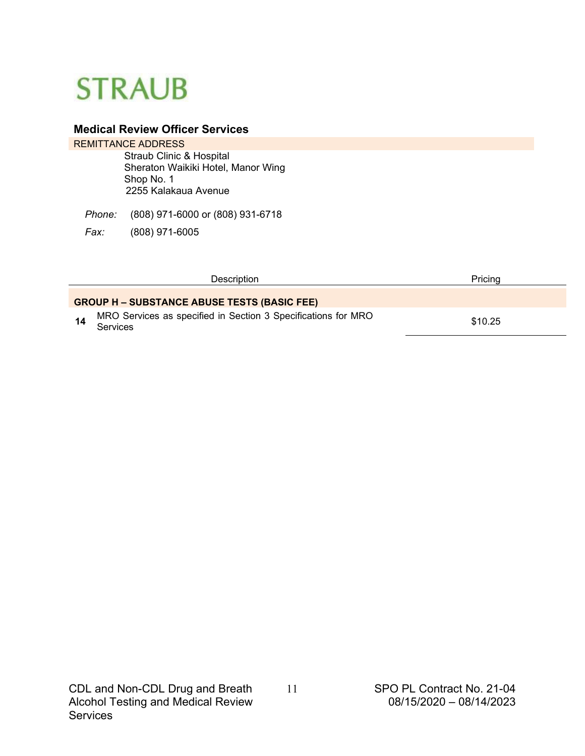STRAUB

## Medical Review Officer Services

REMITTANCE ADDRESS

Straub Clinic & Hospital
Sheraton Waikiki Hotel, Manor Wing
Shop No. 1
2255 Kalakaua Avenue

*Phone:* (808) 971-6000 or (808) 931-6718

*Fax:* (808) 971-6005

| | Description | Pricing |
|---|---|---|
| | **GROUP H – SUBSTANCE ABUSE TESTS (BASIC FEE)** | |
| **14** | MRO Services as specified in Section 3 Specifications for MRO Services | $10.25 |